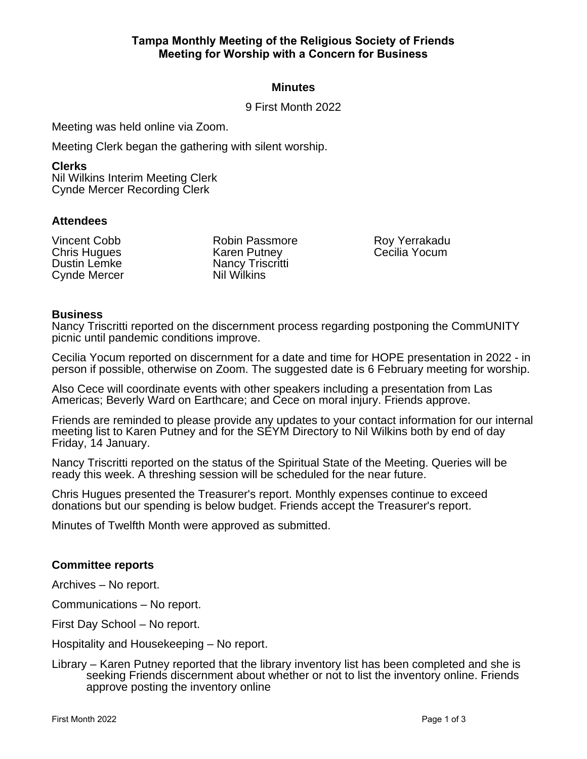# Tampa Monthly Meeting of the Religious Society of Friends
## Meeting for Worship with a Concern for Business

### Minutes

9 First Month 2022

Meeting was held online via Zoom.

Meeting Clerk began the gathering with silent worship.

**Clerks**
Nil Wilkins Interim Meeting Clerk
Cynde Mercer Recording Clerk

**Attendees**

Vincent Cobb
Chris Hugues
Dustin Lemke
Cynde Mercer
Robin Passmore
Karen Putney
Nancy Triscritti
Nil Wilkins
Roy Yerrakadu
Cecilia Yocum

**Business**
Nancy Triscritti reported on the discernment process regarding postponing the CommUNITY picnic until pandemic conditions improve.

Cecilia Yocum reported on discernment for a date and time for HOPE presentation in 2022 - in person if possible, otherwise on Zoom. The suggested date is 6 February meeting for worship.

Also Cece will coordinate events with other speakers including a presentation from Las Americas; Beverly Ward on Earthcare; and Cece on moral injury. Friends approve.

Friends are reminded to please provide any updates to your contact information for our internal meeting list to Karen Putney and for the SEYM Directory to Nil Wilkins both by end of day Friday, 14 January.

Nancy Triscritti reported on the status of the Spiritual State of the Meeting. Queries will be ready this week. A threshing session will be scheduled for the near future.

Chris Hugues presented the Treasurer's report. Monthly expenses continue to exceed donations but our spending is below budget. Friends accept the Treasurer's report.

Minutes of Twelfth Month were approved as submitted.

**Committee reports**

Archives – No report.

Communications – No report.

First Day School – No report.

Hospitality and Housekeeping – No report.

Library – Karen Putney reported that the library inventory list has been completed and she is seeking Friends discernment about whether or not to list the inventory online. Friends approve posting the inventory online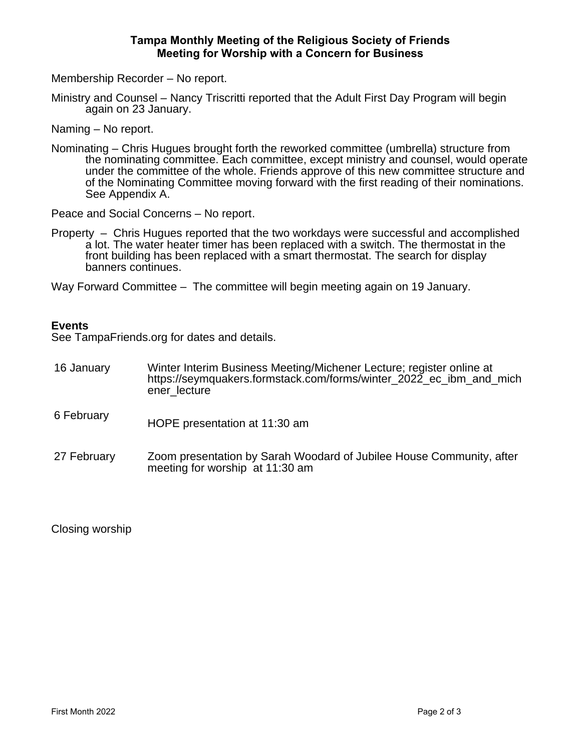**Tampa Monthly Meeting of the Religious Society of Friends**
**Meeting for Worship with a Concern for Business**

Membership Recorder – No report.

Ministry and Counsel – Nancy Triscritti reported that the Adult First Day Program will begin again on 23 January.

Naming – No report.

Nominating – Chris Hugues brought forth the reworked committee (umbrella) structure from the nominating committee. Each committee, except ministry and counsel, would operate under the committee of the whole. Friends approve of this new committee structure and of the Nominating Committee moving forward with the first reading of their nominations. See Appendix A.

Peace and Social Concerns – No report.

Property – Chris Hugues reported that the two workdays were successful and accomplished a lot. The water heater timer has been replaced with a switch. The thermostat in the front building has been replaced with a smart thermostat. The search for display banners continues.

Way Forward Committee – The committee will begin meeting again on 19 January.

**Events**
See TampaFriends.org for dates and details.

| | |
|---|---|
| 16 January | Winter Interim Business Meeting/Michener Lecture; register online at https://seymquakers.formstack.com/forms/winter_2022_ec_ibm_and_michener_lecture |
| 6 February | HOPE presentation at 11:30 am |
| 27 February | Zoom presentation by Sarah Woodard of Jubilee House Community, after meeting for worship at 11:30 am |

Closing worship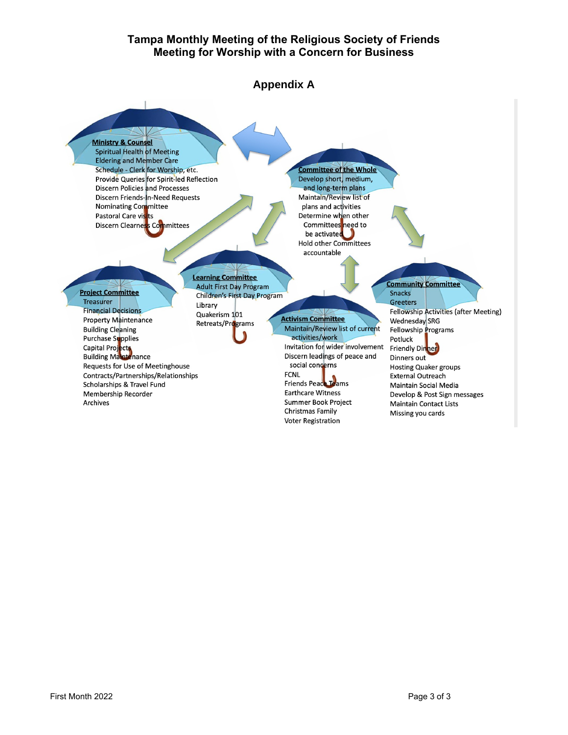# Tampa Monthly Meeting of the Religious Society of Friends
# Meeting for Worship with a Concern for Business

## Appendix A

**Ministry & Counsel**
Spiritual Health of Meeting
Eldering and Member Care
Schedule - Clerk for Worship, etc.
Provide Queries for Spirit-led Reflection
Discern Policies and Processes
Discern Friends-In-Need Requests
Nominating Committee
Pastoral Care visits
Discern Clearness Committees

**Committee of the Whole**
Develop short, medium, and long-term plans
Maintain/Review list of plans and activities
Determine when other Committees need to be activated
Hold other Committees accountable

**Project Committee**
Treasurer
Financial Decisions
Property Maintenance
Building Cleaning
Purchase Supplies
Capital Projects
Building Maintenance
Requests for Use of Meetinghouse
Contracts/Partnerships/Relationships
Scholarships & Travel Fund
Membership Recorder
Archives

**Learning Committee**
Adult First Day Program
Children's First Day Program
Library
Quakerism 101
Retreats/Programs

**Activism Committee**
Maintain/Review list of current activities/work
Invitation for wider involvement
Discern leadings of peace and social concerns
FCNL
Friends Peace Teams
Earthcare Witness
Summer Book Project
Christmas Family
Voter Registration

**Community Committee**
Snacks
Greeters
Fellowship Activities (after Meeting)
Wednesday SRG
Fellowship Programs
Potluck
Friendly Dinner
Dinners out
Hosting Quaker groups
External Outreach
Maintain Social Media
Develop & Post Sign messages
Maintain Contact Lists
Missing you cards

First Month 2022